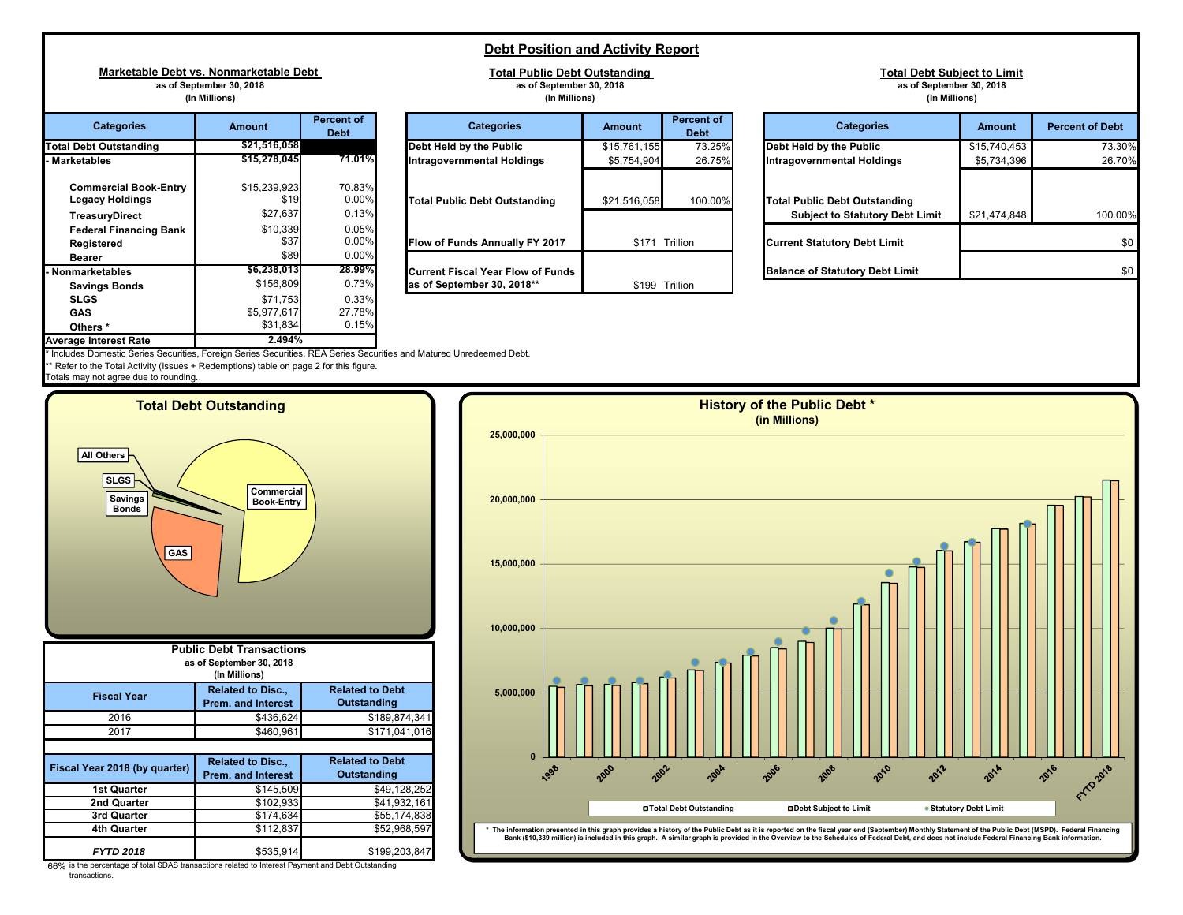# Debt Position and Activity Report

## Marketable Debt vs. Nonmarketable Debt

as of September 30, 2018
(In Millions)

| Categories | Amount | Percent of Debt |
|---|---|---|
| Total Debt Outstanding | $21,516,058 | |
| - Marketables | $15,278,045 | 71.01% |
| Commercial Book-Entry | $15,239,923 | 70.83% |
| Legacy Holdings | $19 | 0.00% |
| TreasuryDirect | $27,637 | 0.13% |
| Federal Financing Bank | $10,339 | 0.05% |
| Registered | $37 | 0.00% |
| Bearer | $89 | 0.00% |
| - Nonmarketables | $6,238,013 | 28.99% |
| Savings Bonds | $156,809 | 0.73% |
| SLGS | $71,753 | 0.33% |
| GAS | $5,977,617 | 27.78% |
| Others * | $31,834 | 0.15% |
| Average Interest Rate | 2.494% | |

\* Includes Domestic Series Securities, Foreign Series Securities, REA Series Securities and Matured Unredeemed Debt.
** Refer to the Total Activity (Issues + Redemptions) table on page 2 for this figure.
Totals may not agree due to rounding.

## Total Public Debt Outstanding

as of September 30, 2018
(In Millions)

| Categories | Amount | Percent of Debt |
|---|---|---|
| Debt Held by the Public | $15,761,155 | 73.25% |
| Intragovernmental Holdings | $5,754,904 | 26.75% |
| Total Public Debt Outstanding | $21,516,058 | 100.00% |
| Flow of Funds Annually FY 2017 | $171 Trillion | |
| Current Fiscal Year Flow of Funds as of September 30, 2018** | $199 Trillion | |

## Total Debt Subject to Limit

as of September 30, 2018
(In Millions)

| Categories | Amount | Percent of Debt |
|---|---|---|
| Debt Held by the Public | $15,740,453 | 73.30% |
| Intragovernmental Holdings | $5,734,396 | 26.70% |
| Total Public Debt Outstanding Subject to Statutory Debt Limit | $21,474,848 | 100.00% |
| Current Statutory Debt Limit | $0 | |
| Balance of Statutory Debt Limit | $0 | |

## Total Debt Outstanding

All Others; SLGS; Savings Bonds; Commercial Book-Entry; GAS

## Public Debt Transactions

as of September 30, 2018
(In Millions)

| Fiscal Year | Related to Disc., Prem. and Interest | Related to Debt Outstanding |
|---|---|---|
| 2016 | $436,624 | $189,874,341 |
| 2017 | $460,961 | $171,041,016 |

| Fiscal Year 2018 (by quarter) | Related to Disc., Prem. and Interest | Related to Debt Outstanding |
|---|---|---|
| 1st Quarter | $145,509 | $49,128,252 |
| 2nd Quarter | $102,933 | $41,932,161 |
| 3rd Quarter | $174,634 | $55,174,838 |
| 4th Quarter | $112,837 | $52,968,597 |
| FYTD 2018 | $535,914 | $199,203,847 |

66% is the percentage of total SDAS transactions related to Interest Payment and Debt Outstanding transactions.

## History of the Public Debt *

(in Millions)

Legend: Total Debt Outstanding; Debt Subject to Limit; Statutory Debt Limit

\* The information presented in this graph provides a history of the Public Debt as it is reported on the fiscal year end (September) Monthly Statement of the Public Debt (MSPD). Federal Financing Bank ($10,339 million) is included in this graph. A similar graph is provided in the Overview to the Schedules of Federal Debt, and does not include Federal Financing Bank information.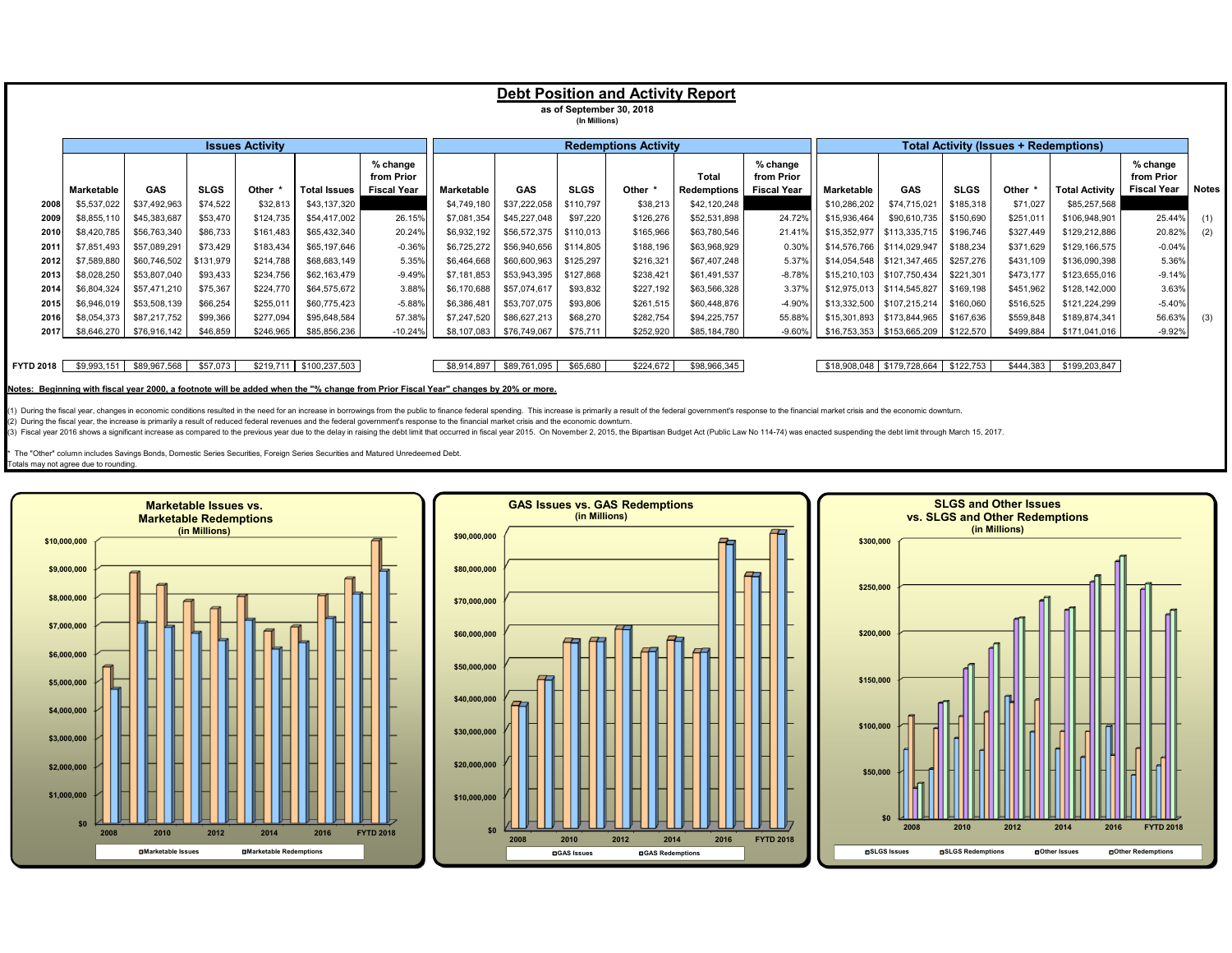# Debt Position and Activity Report

**as of September 30, 2018**

**(In Millions)**

| | Issues Activity | | | | | | Redemptions Activity | | | | | | Total Activity (Issues + Redemptions) | | | | | | |
|---|---|---|---|---|---|---|---|---|---|---|---|---|---|---|---|---|---|---|---|
| | Marketable | GAS | SLGS | Other * | Total Issues | % change from Prior Fiscal Year | Marketable | GAS | SLGS | Other * | Total Redemptions | % change from Prior Fiscal Year | Marketable | GAS | SLGS | Other * | Total Activity | % change from Prior Fiscal Year | Notes |
| 2008 | $5,537,022 | $37,492,963 | $74,522 | $32,813 | $43,137,320 | | $4,749,180 | $37,222,058 | $110,797 | $38,213 | $42,120,248 | | $10,286,202 | $74,715,021 | $185,318 | $71,027 | $85,257,568 | | |
| 2009 | $8,855,110 | $45,383,687 | $53,470 | $124,735 | $54,417,002 | 26.15% | $7,081,354 | $45,227,048 | $97,220 | $126,276 | $52,531,898 | 24.72% | $15,936,464 | $90,610,735 | $150,690 | $251,011 | $106,948,901 | 25.44% | (1) |
| 2010 | $8,420,785 | $56,763,340 | $86,733 | $161,483 | $65,432,340 | 20.24% | $6,932,192 | $56,572,375 | $110,013 | $165,966 | $63,780,546 | 21.41% | $15,352,977 | $113,335,715 | $196,746 | $327,449 | $129,212,886 | 20.82% | (2) |
| 2011 | $7,851,493 | $57,089,291 | $73,429 | $183,434 | $65,197,646 | -0.36% | $6,725,272 | $56,940,656 | $114,805 | $188,196 | $63,968,929 | 0.30% | $14,576,766 | $114,029,947 | $188,234 | $371,629 | $129,166,575 | -0.04% | |
| 2012 | $7,589,880 | $60,746,502 | $131,979 | $214,788 | $68,683,149 | 5.35% | $6,464,668 | $60,600,963 | $125,297 | $216,321 | $67,407,248 | 5.37% | $14,054,548 | $121,347,465 | $257,276 | $431,109 | $136,090,398 | 5.36% | |
| 2013 | $8,028,250 | $53,807,040 | $93,433 | $234,756 | $62,163,479 | -9.49% | $7,181,853 | $53,943,395 | $127,868 | $238,421 | $61,491,537 | -8.78% | $15,210,103 | $107,750,434 | $221,301 | $473,177 | $123,655,016 | -9.14% | |
| 2014 | $6,804,324 | $57,471,210 | $75,367 | $224,770 | $64,575,672 | 3.88% | $6,170,688 | $57,074,617 | $93,832 | $227,192 | $63,566,328 | 3.37% | $12,975,013 | $114,545,827 | $169,198 | $451,962 | $128,142,000 | 3.63% | |
| 2015 | $6,946,019 | $53,508,139 | $66,254 | $255,011 | $60,775,423 | -5.88% | $6,386,481 | $53,707,075 | $93,806 | $261,515 | $60,448,876 | -4.90% | $13,332,500 | $107,215,214 | $160,060 | $516,525 | $121,224,299 | -5.40% | |
| 2016 | $8,054,373 | $87,217,752 | $99,366 | $277,094 | $95,648,584 | 57.38% | $7,247,520 | $86,627,213 | $68,270 | $282,754 | $94,225,757 | 55.88% | $15,301,893 | $173,844,965 | $167,636 | $559,848 | $189,874,341 | 56.63% | (3) |
| 2017 | $8,646,270 | $76,916,142 | $46,859 | $246,965 | $85,856,236 | -10.24% | $8,107,083 | $76,749,067 | $75,711 | $252,920 | $85,184,780 | -9.60% | $16,753,353 | $153,665,209 | $122,570 | $499,884 | $171,041,016 | -9.92% | |
| FYTD 2018 | $9,993,151 | $89,967,568 | $57,073 | $219,711 | $100,237,503 | | $8,914,897 | $89,761,095 | $65,680 | $224,672 | $98,966,345 | | $18,908,048 | $179,728,664 | $122,753 | $444,383 | $199,203,847 | | |

**Notes: Beginning with fiscal year 2000, a footnote will be added when the "% change from Prior Fiscal Year" changes by 20% or more.**

(1) During the fiscal year, changes in economic conditions resulted in the need for an increase in borrowings from the public to finance federal spending. This increase is primarily a result of the federal government's response to the financial market crisis and the economic downturn.
(2) During the fiscal year, the increase is primarily a result of reduced federal revenues and the federal government's response to the financial market crisis and the economic downturn.
(3) Fiscal year 2016 shows a significant increase as compared to the previous year due to the delay in raising the debt limit that occurred in fiscal year 2015. On November 2, 2015, the Bipartisan Budget Act (Public Law No 114-74) was enacted suspending the debt limit through March 15, 2017.

* The "Other" column includes Savings Bonds, Domestic Series Securities, Foreign Series Securities and Matured Unredeemed Debt.
Totals may not agree due to rounding.

**Marketable Issues vs. Marketable Redemptions**
(in Millions)

$10,000,000
$9,000,000
$8,000,000
$7,000,000
$6,000,000
$5,000,000
$4,000,000
$3,000,000
$2,000,000
$1,000,000
$0

2008 2010 2012 2014 2016 FYTD 2018

Marketable Issues | Marketable Redemptions

**GAS Issues vs. GAS Redemptions**
(in Millions)

$90,000,000
$80,000,000
$70,000,000
$60,000,000
$50,000,000
$40,000,000
$30,000,000
$20,000,000
$10,000,000
$0

2008 2010 2012 2014 2016 FYTD 2018

GAS Issues | GAS Redemptions

**SLGS and Other Issues vs. SLGS and Other Redemptions**
(in Millions)

$300,000
$250,000
$200,000
$150,000
$100,000
$50,000
$0

2008 2010 2012 2014 2016 FYTD 2018

SLGS Issues | SLGS Redemptions | Other Issues | Other Redemptions